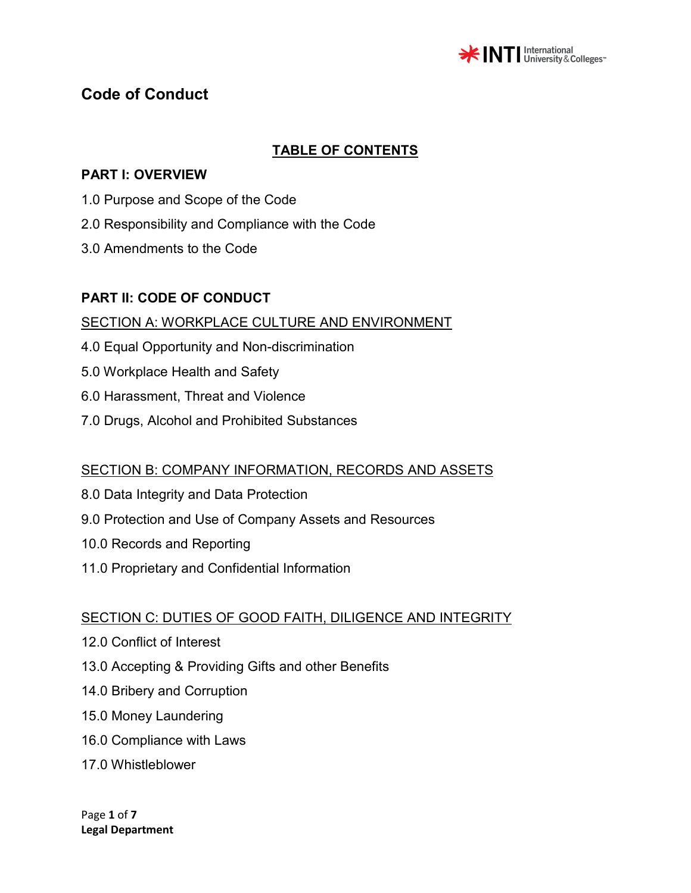# Code of Conduct

## TABLE OF CONTENTS

### PART I: OVERVIEW

1.0 Purpose and Scope of the Code

2.0 Responsibility and Compliance with the Code

3.0 Amendments to the Code

### PART II: CODE OF CONDUCT

SECTION A: WORKPLACE CULTURE AND ENVIRONMENT

4.0 Equal Opportunity and Non-discrimination

5.0 Workplace Health and Safety

6.0 Harassment, Threat and Violence

7.0 Drugs, Alcohol and Prohibited Substances

SECTION B: COMPANY INFORMATION, RECORDS AND ASSETS

8.0 Data Integrity and Data Protection

9.0 Protection and Use of Company Assets and Resources

10.0 Records and Reporting

11.0 Proprietary and Confidential Information

SECTION C: DUTIES OF GOOD FAITH, DILIGENCE AND INTEGRITY

12.0 Conflict of Interest

13.0 Accepting & Providing Gifts and other Benefits

14.0 Bribery and Corruption

15.0 Money Laundering

16.0 Compliance with Laws

17.0 Whistleblower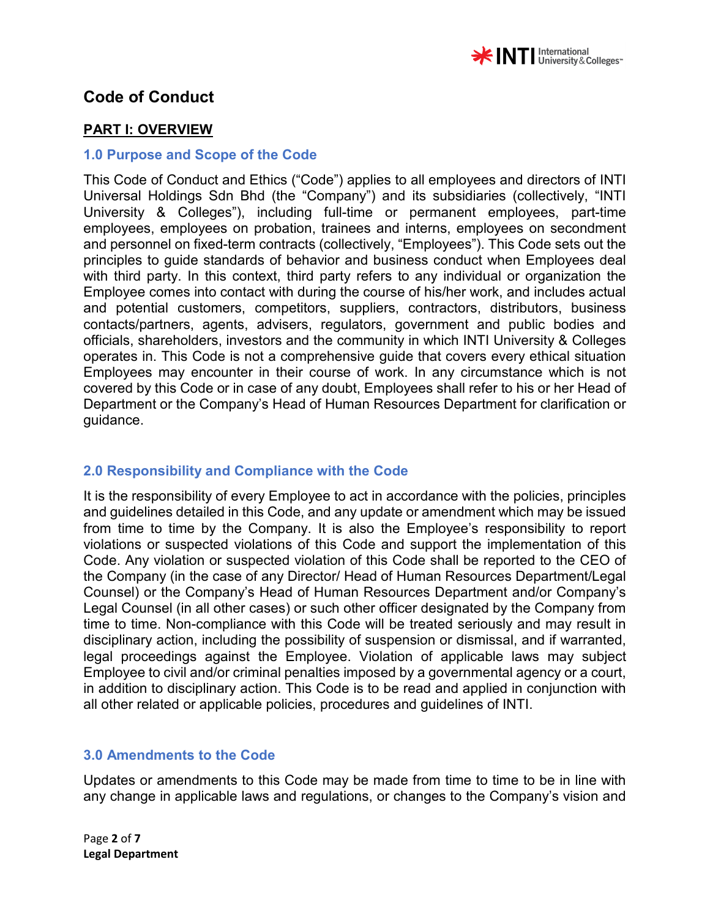# Code of Conduct

## PART I: OVERVIEW

### 1.0 Purpose and Scope of the Code

This Code of Conduct and Ethics ("Code") applies to all employees and directors of INTI Universal Holdings Sdn Bhd (the "Company") and its subsidiaries (collectively, "INTI University & Colleges"), including full-time or permanent employees, part-time employees, employees on probation, trainees and interns, employees on secondment and personnel on fixed-term contracts (collectively, "Employees"). This Code sets out the principles to guide standards of behavior and business conduct when Employees deal with third party. In this context, third party refers to any individual or organization the Employee comes into contact with during the course of his/her work, and includes actual and potential customers, competitors, suppliers, contractors, distributors, business contacts/partners, agents, advisers, regulators, government and public bodies and officials, shareholders, investors and the community in which INTI University & Colleges operates in. This Code is not a comprehensive guide that covers every ethical situation Employees may encounter in their course of work. In any circumstance which is not covered by this Code or in case of any doubt, Employees shall refer to his or her Head of Department or the Company's Head of Human Resources Department for clarification or guidance.

### 2.0 Responsibility and Compliance with the Code

It is the responsibility of every Employee to act in accordance with the policies, principles and guidelines detailed in this Code, and any update or amendment which may be issued from time to time by the Company. It is also the Employee's responsibility to report violations or suspected violations of this Code and support the implementation of this Code. Any violation or suspected violation of this Code shall be reported to the CEO of the Company (in the case of any Director/ Head of Human Resources Department/Legal Counsel) or the Company's Head of Human Resources Department and/or Company's Legal Counsel (in all other cases) or such other officer designated by the Company from time to time. Non-compliance with this Code will be treated seriously and may result in disciplinary action, including the possibility of suspension or dismissal, and if warranted, legal proceedings against the Employee. Violation of applicable laws may subject Employee to civil and/or criminal penalties imposed by a governmental agency or a court, in addition to disciplinary action. This Code is to be read and applied in conjunction with all other related or applicable policies, procedures and guidelines of INTI.

### 3.0 Amendments to the Code

Updates or amendments to this Code may be made from time to time to be in line with any change in applicable laws and regulations, or changes to the Company's vision and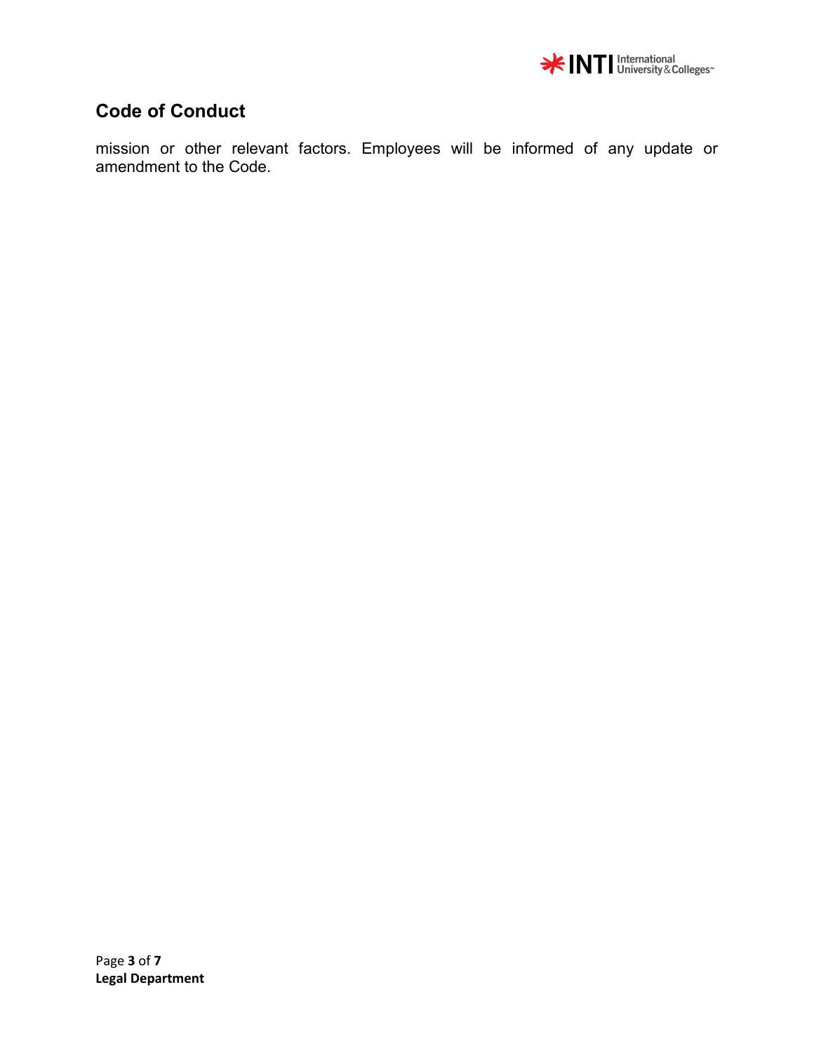mission or other relevant factors. Employees will be informed of any update or amendment to the Code.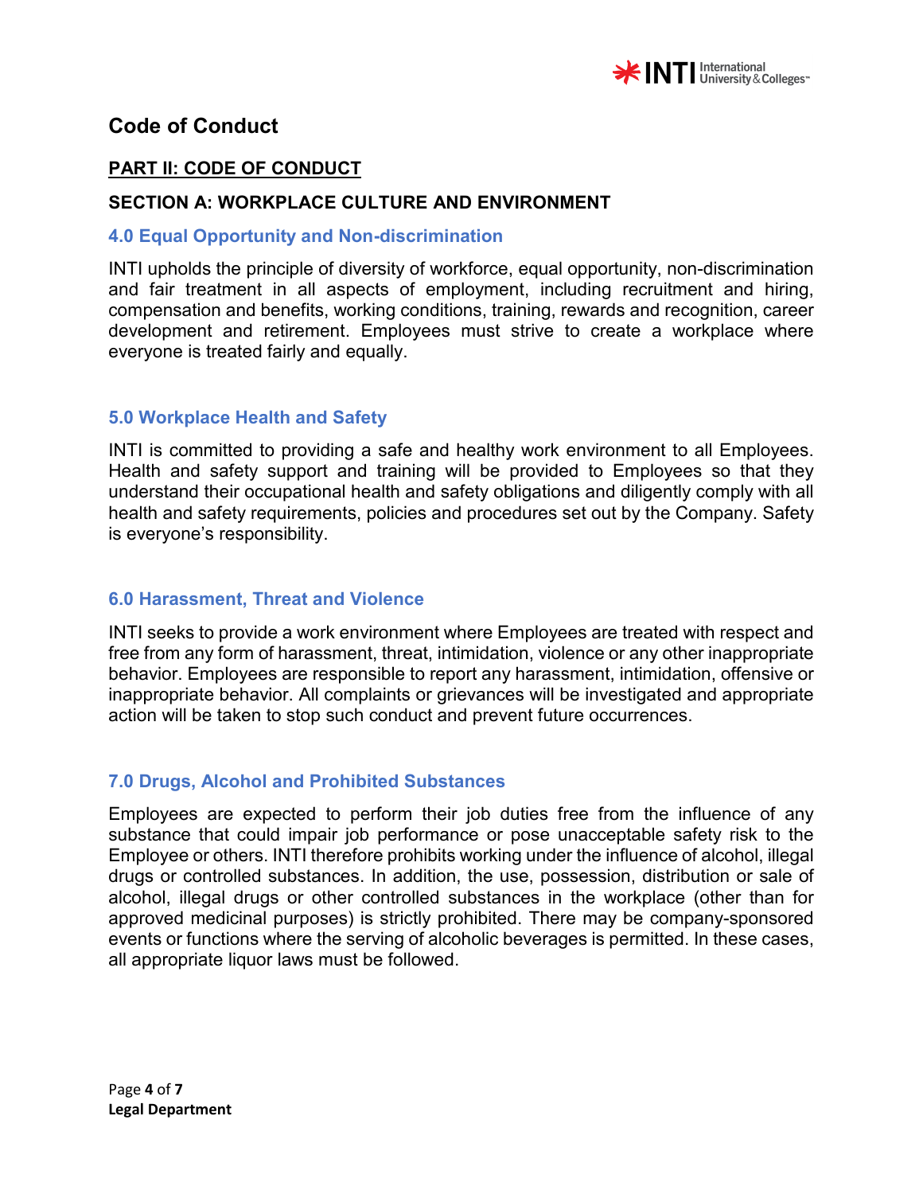# Code of Conduct

## PART II: CODE OF CONDUCT

### SECTION A: WORKPLACE CULTURE AND ENVIRONMENT

### 4.0 Equal Opportunity and Non-discrimination

INTI upholds the principle of diversity of workforce, equal opportunity, non-discrimination and fair treatment in all aspects of employment, including recruitment and hiring, compensation and benefits, working conditions, training, rewards and recognition, career development and retirement. Employees must strive to create a workplace where everyone is treated fairly and equally.

### 5.0 Workplace Health and Safety

INTI is committed to providing a safe and healthy work environment to all Employees. Health and safety support and training will be provided to Employees so that they understand their occupational health and safety obligations and diligently comply with all health and safety requirements, policies and procedures set out by the Company. Safety is everyone's responsibility.

### 6.0 Harassment, Threat and Violence

INTI seeks to provide a work environment where Employees are treated with respect and free from any form of harassment, threat, intimidation, violence or any other inappropriate behavior. Employees are responsible to report any harassment, intimidation, offensive or inappropriate behavior. All complaints or grievances will be investigated and appropriate action will be taken to stop such conduct and prevent future occurrences.

### 7.0 Drugs, Alcohol and Prohibited Substances

Employees are expected to perform their job duties free from the influence of any substance that could impair job performance or pose unacceptable safety risk to the Employee or others. INTI therefore prohibits working under the influence of alcohol, illegal drugs or controlled substances. In addition, the use, possession, distribution or sale of alcohol, illegal drugs or other controlled substances in the workplace (other than for approved medicinal purposes) is strictly prohibited. There may be company-sponsored events or functions where the serving of alcoholic beverages is permitted. In these cases, all appropriate liquor laws must be followed.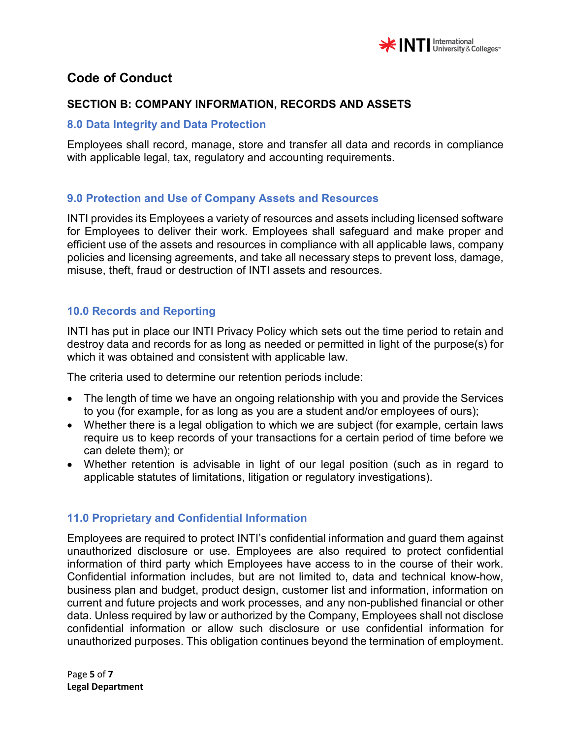# Code of Conduct

## SECTION B: COMPANY INFORMATION, RECORDS AND ASSETS

### 8.0 Data Integrity and Data Protection

Employees shall record, manage, store and transfer all data and records in compliance with applicable legal, tax, regulatory and accounting requirements.

### 9.0 Protection and Use of Company Assets and Resources

INTI provides its Employees a variety of resources and assets including licensed software for Employees to deliver their work. Employees shall safeguard and make proper and efficient use of the assets and resources in compliance with all applicable laws, company policies and licensing agreements, and take all necessary steps to prevent loss, damage, misuse, theft, fraud or destruction of INTI assets and resources.

### 10.0 Records and Reporting

INTI has put in place our INTI Privacy Policy which sets out the time period to retain and destroy data and records for as long as needed or permitted in light of the purpose(s) for which it was obtained and consistent with applicable law.

The criteria used to determine our retention periods include:

- The length of time we have an ongoing relationship with you and provide the Services to you (for example, for as long as you are a student and/or employees of ours);
- Whether there is a legal obligation to which we are subject (for example, certain laws require us to keep records of your transactions for a certain period of time before we can delete them); or
- Whether retention is advisable in light of our legal position (such as in regard to applicable statutes of limitations, litigation or regulatory investigations).

### 11.0 Proprietary and Confidential Information

Employees are required to protect INTI's confidential information and guard them against unauthorized disclosure or use. Employees are also required to protect confidential information of third party which Employees have access to in the course of their work. Confidential information includes, but are not limited to, data and technical know-how, business plan and budget, product design, customer list and information, information on current and future projects and work processes, and any non-published financial or other data. Unless required by law or authorized by the Company, Employees shall not disclose confidential information or allow such disclosure or use confidential information for unauthorized purposes. This obligation continues beyond the termination of employment.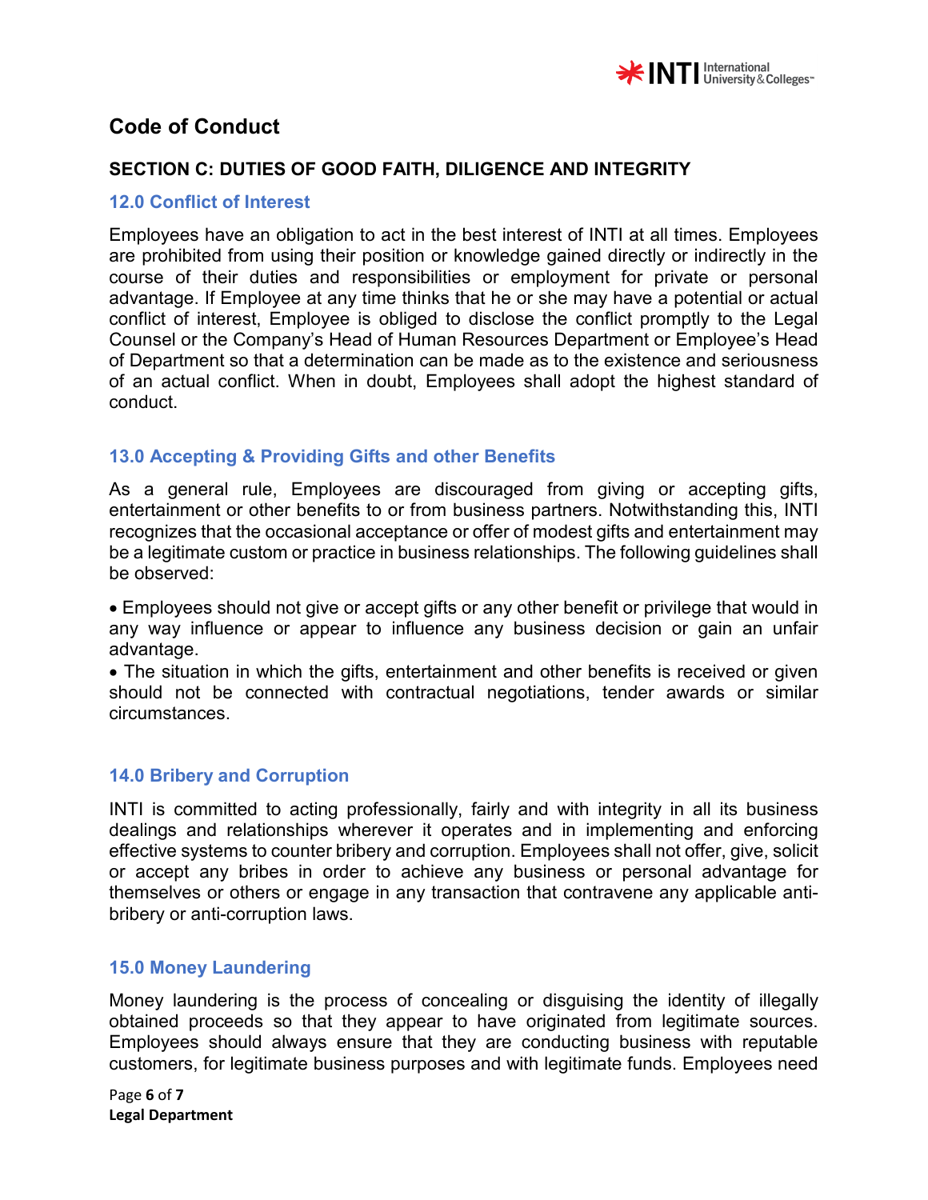# Code of Conduct

## SECTION C: DUTIES OF GOOD FAITH, DILIGENCE AND INTEGRITY

### 12.0 Conflict of Interest

Employees have an obligation to act in the best interest of INTI at all times. Employees are prohibited from using their position or knowledge gained directly or indirectly in the course of their duties and responsibilities or employment for private or personal advantage. If Employee at any time thinks that he or she may have a potential or actual conflict of interest, Employee is obliged to disclose the conflict promptly to the Legal Counsel or the Company's Head of Human Resources Department or Employee's Head of Department so that a determination can be made as to the existence and seriousness of an actual conflict. When in doubt, Employees shall adopt the highest standard of conduct.

### 13.0 Accepting & Providing Gifts and other Benefits

As a general rule, Employees are discouraged from giving or accepting gifts, entertainment or other benefits to or from business partners. Notwithstanding this, INTI recognizes that the occasional acceptance or offer of modest gifts and entertainment may be a legitimate custom or practice in business relationships. The following guidelines shall be observed:

- Employees should not give or accept gifts or any other benefit or privilege that would in any way influence or appear to influence any business decision or gain an unfair advantage.
- The situation in which the gifts, entertainment and other benefits is received or given should not be connected with contractual negotiations, tender awards or similar circumstances.

### 14.0 Bribery and Corruption

INTI is committed to acting professionally, fairly and with integrity in all its business dealings and relationships wherever it operates and in implementing and enforcing effective systems to counter bribery and corruption. Employees shall not offer, give, solicit or accept any bribes in order to achieve any business or personal advantage for themselves or others or engage in any transaction that contravene any applicable anti-bribery or anti-corruption laws.

### 15.0 Money Laundering

Money laundering is the process of concealing or disguising the identity of illegally obtained proceeds so that they appear to have originated from legitimate sources. Employees should always ensure that they are conducting business with reputable customers, for legitimate business purposes and with legitimate funds. Employees need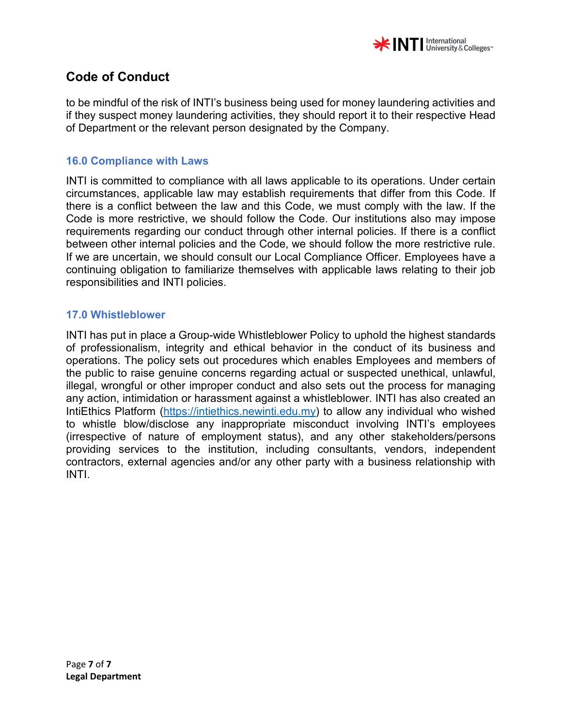to be mindful of the risk of INTI's business being used for money laundering activities and if they suspect money laundering activities, they should report it to their respective Head of Department or the relevant person designated by the Company.

### 16.0 Compliance with Laws

INTI is committed to compliance with all laws applicable to its operations. Under certain circumstances, applicable law may establish requirements that differ from this Code. If there is a conflict between the law and this Code, we must comply with the law. If the Code is more restrictive, we should follow the Code. Our institutions also may impose requirements regarding our conduct through other internal policies. If there is a conflict between other internal policies and the Code, we should follow the more restrictive rule. If we are uncertain, we should consult our Local Compliance Officer. Employees have a continuing obligation to familiarize themselves with applicable laws relating to their job responsibilities and INTI policies.

### 17.0 Whistleblower

INTI has put in place a Group-wide Whistleblower Policy to uphold the highest standards of professionalism, integrity and ethical behavior in the conduct of its business and operations. The policy sets out procedures which enables Employees and members of the public to raise genuine concerns regarding actual or suspected unethical, unlawful, illegal, wrongful or other improper conduct and also sets out the process for managing any action, intimidation or harassment against a whistleblower. INTI has also created an IntiEthics Platform ([https://intiethics.newinti.edu.my](https://intiethics.newinti.edu.my)) to allow any individual who wished to whistle blow/disclose any inappropriate misconduct involving INTI's employees (irrespective of nature of employment status), and any other stakeholders/persons providing services to the institution, including consultants, vendors, independent contractors, external agencies and/or any other party with a business relationship with INTI.